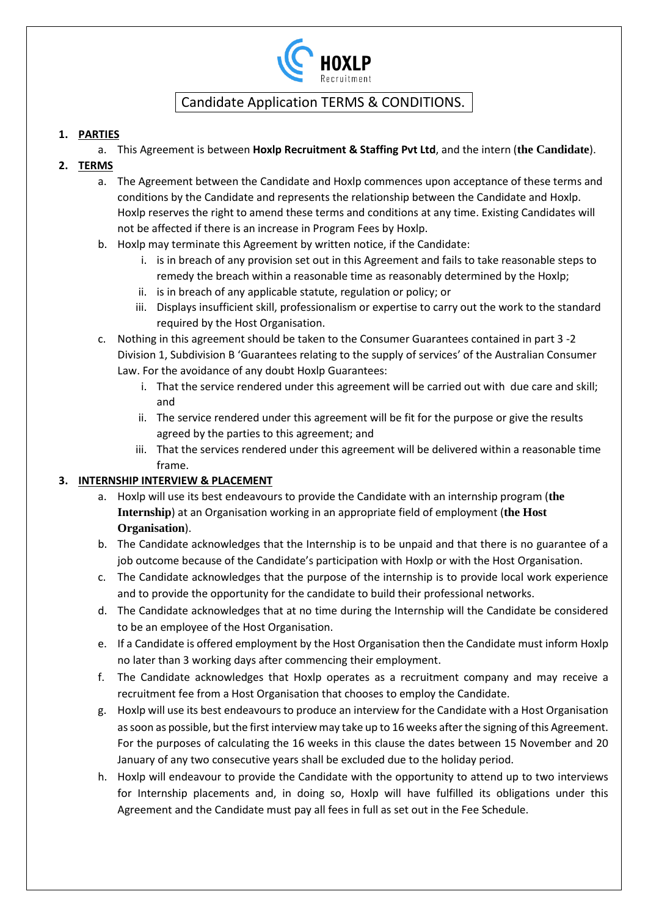HOXLP
Recruitment

# Candidate Application TERMS & CONDITIONS.

1. **PARTIES**
   a. This Agreement is between **Hoxlp Recruitment & Staffing Pvt Ltd**, and the intern (**the Candidate**).
2. **TERMS**
   a. The Agreement between the Candidate and Hoxlp commences upon acceptance of these terms and conditions by the Candidate and represents the relationship between the Candidate and Hoxlp. Hoxlp reserves the right to amend these terms and conditions at any time. Existing Candidates will not be affected if there is an increase in Program Fees by Hoxlp.
   b. Hoxlp may terminate this Agreement by written notice, if the Candidate:
      i. is in breach of any provision set out in this Agreement and fails to take reasonable steps to remedy the breach within a reasonable time as reasonably determined by the Hoxlp;
      ii. is in breach of any applicable statute, regulation or policy; or
      iii. Displays insufficient skill, professionalism or expertise to carry out the work to the standard required by the Host Organisation.
   c. Nothing in this agreement should be taken to the Consumer Guarantees contained in part 3 -2 Division 1, Subdivision B 'Guarantees relating to the supply of services' of the Australian Consumer Law. For the avoidance of any doubt Hoxlp Guarantees:
      i. That the service rendered under this agreement will be carried out with due care and skill; and
      ii. The service rendered under this agreement will be fit for the purpose or give the results agreed by the parties to this agreement; and
      iii. That the services rendered under this agreement will be delivered within a reasonable time frame.
3. **INTERNSHIP INTERVIEW & PLACEMENT**
   a. Hoxlp will use its best endeavours to provide the Candidate with an internship program (**the Internship**) at an Organisation working in an appropriate field of employment (**the Host Organisation**).
   b. The Candidate acknowledges that the Internship is to be unpaid and that there is no guarantee of a job outcome because of the Candidate's participation with Hoxlp or with the Host Organisation.
   c. The Candidate acknowledges that the purpose of the internship is to provide local work experience and to provide the opportunity for the candidate to build their professional networks.
   d. The Candidate acknowledges that at no time during the Internship will the Candidate be considered to be an employee of the Host Organisation.
   e. If a Candidate is offered employment by the Host Organisation then the Candidate must inform Hoxlp no later than 3 working days after commencing their employment.
   f. The Candidate acknowledges that Hoxlp operates as a recruitment company and may receive a recruitment fee from a Host Organisation that chooses to employ the Candidate.
   g. Hoxlp will use its best endeavours to produce an interview for the Candidate with a Host Organisation as soon as possible, but the first interview may take up to 16 weeks after the signing of this Agreement. For the purposes of calculating the 16 weeks in this clause the dates between 15 November and 20 January of any two consecutive years shall be excluded due to the holiday period.
   h. Hoxlp will endeavour to provide the Candidate with the opportunity to attend up to two interviews for Internship placements and, in doing so, Hoxlp will have fulfilled its obligations under this Agreement and the Candidate must pay all fees in full as set out in the Fee Schedule.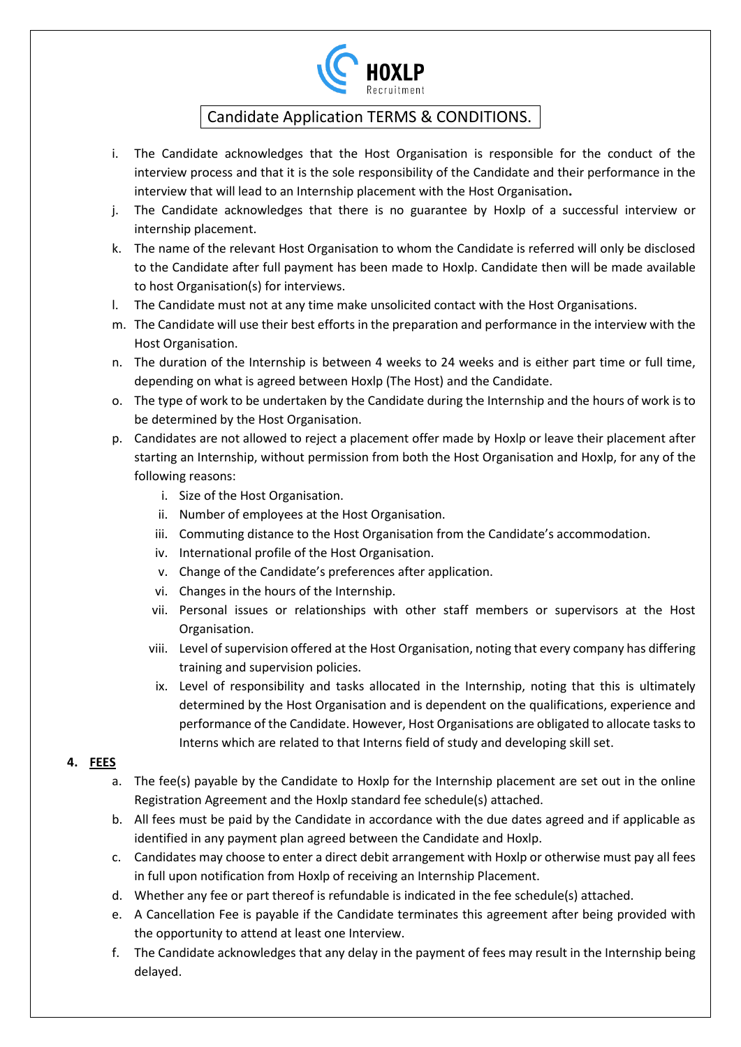# Candidate Application TERMS & CONDITIONS.

i. The Candidate acknowledges that the Host Organisation is responsible for the conduct of the interview process and that it is the sole responsibility of the Candidate and their performance in the interview that will lead to an Internship placement with the Host Organisation**.**

j. The Candidate acknowledges that there is no guarantee by Hoxlp of a successful interview or internship placement.

k. The name of the relevant Host Organisation to whom the Candidate is referred will only be disclosed to the Candidate after full payment has been made to Hoxlp. Candidate then will be made available to host Organisation(s) for interviews.

l. The Candidate must not at any time make unsolicited contact with the Host Organisations.

m. The Candidate will use their best efforts in the preparation and performance in the interview with the Host Organisation.

n. The duration of the Internship is between 4 weeks to 24 weeks and is either part time or full time, depending on what is agreed between Hoxlp (The Host) and the Candidate.

o. The type of work to be undertaken by the Candidate during the Internship and the hours of work is to be determined by the Host Organisation.

p. Candidates are not allowed to reject a placement offer made by Hoxlp or leave their placement after starting an Internship, without permission from both the Host Organisation and Hoxlp, for any of the following reasons:

   i. Size of the Host Organisation.
   
   ii. Number of employees at the Host Organisation.
   
   iii. Commuting distance to the Host Organisation from the Candidate's accommodation.
   
   iv. International profile of the Host Organisation.
   
   v. Change of the Candidate's preferences after application.
   
   vi. Changes in the hours of the Internship.
   
   vii. Personal issues or relationships with other staff members or supervisors at the Host Organisation.
   
   viii. Level of supervision offered at the Host Organisation, noting that every company has differing training and supervision policies.
   
   ix. Level of responsibility and tasks allocated in the Internship, noting that this is ultimately determined by the Host Organisation and is dependent on the qualifications, experience and performance of the Candidate. However, Host Organisations are obligated to allocate tasks to Interns which are related to that Interns field of study and developing skill set.

**4. <u>FEES</u>**

a. The fee(s) payable by the Candidate to Hoxlp for the Internship placement are set out in the online Registration Agreement and the Hoxlp standard fee schedule(s) attached.

b. All fees must be paid by the Candidate in accordance with the due dates agreed and if applicable as identified in any payment plan agreed between the Candidate and Hoxlp.

c. Candidates may choose to enter a direct debit arrangement with Hoxlp or otherwise must pay all fees in full upon notification from Hoxlp of receiving an Internship Placement.

d. Whether any fee or part thereof is refundable is indicated in the fee schedule(s) attached.

e. A Cancellation Fee is payable if the Candidate terminates this agreement after being provided with the opportunity to attend at least one Interview.

f. The Candidate acknowledges that any delay in the payment of fees may result in the Internship being delayed.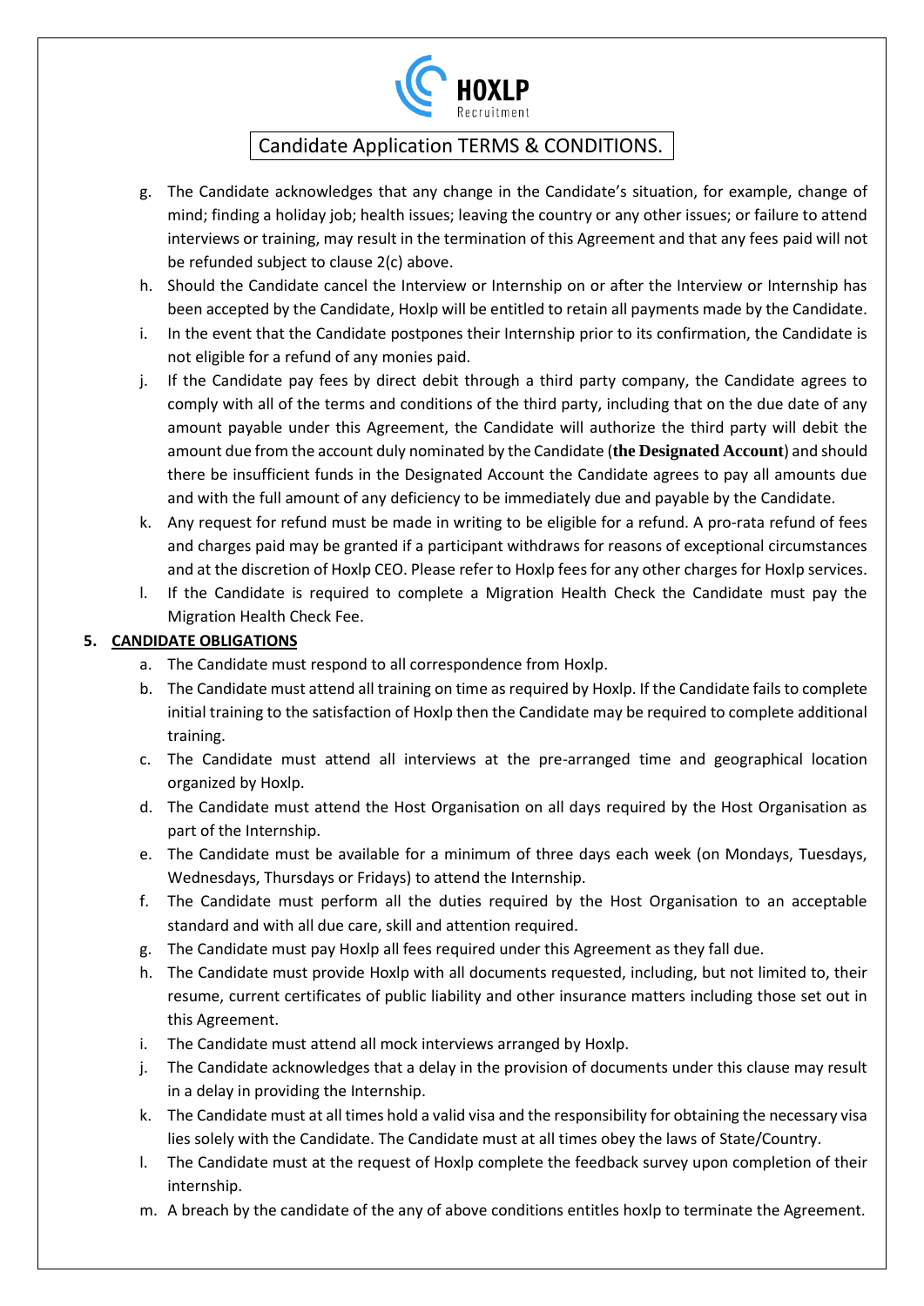Candidate Application TERMS & CONDITIONS.

g. The Candidate acknowledges that any change in the Candidate's situation, for example, change of mind; finding a holiday job; health issues; leaving the country or any other issues; or failure to attend interviews or training, may result in the termination of this Agreement and that any fees paid will not be refunded subject to clause 2(c) above.

h. Should the Candidate cancel the Interview or Internship on or after the Interview or Internship has been accepted by the Candidate, Hoxlp will be entitled to retain all payments made by the Candidate.

i. In the event that the Candidate postpones their Internship prior to its confirmation, the Candidate is not eligible for a refund of any monies paid.

j. If the Candidate pay fees by direct debit through a third party company, the Candidate agrees to comply with all of the terms and conditions of the third party, including that on the due date of any amount payable under this Agreement, the Candidate will authorize the third party will debit the amount due from the account duly nominated by the Candidate (**the Designated Account**) and should there be insufficient funds in the Designated Account the Candidate agrees to pay all amounts due and with the full amount of any deficiency to be immediately due and payable by the Candidate.

k. Any request for refund must be made in writing to be eligible for a refund. A pro-rata refund of fees and charges paid may be granted if a participant withdraws for reasons of exceptional circumstances and at the discretion of Hoxlp CEO. Please refer to Hoxlp fees for any other charges for Hoxlp services.

l. If the Candidate is required to complete a Migration Health Check the Candidate must pay the Migration Health Check Fee.

**5. CANDIDATE OBLIGATIONS**

a. The Candidate must respond to all correspondence from Hoxlp.

b. The Candidate must attend all training on time as required by Hoxlp. If the Candidate fails to complete initial training to the satisfaction of Hoxlp then the Candidate may be required to complete additional training.

c. The Candidate must attend all interviews at the pre-arranged time and geographical location organized by Hoxlp.

d. The Candidate must attend the Host Organisation on all days required by the Host Organisation as part of the Internship.

e. The Candidate must be available for a minimum of three days each week (on Mondays, Tuesdays, Wednesdays, Thursdays or Fridays) to attend the Internship.

f. The Candidate must perform all the duties required by the Host Organisation to an acceptable standard and with all due care, skill and attention required.

g. The Candidate must pay Hoxlp all fees required under this Agreement as they fall due.

h. The Candidate must provide Hoxlp with all documents requested, including, but not limited to, their resume, current certificates of public liability and other insurance matters including those set out in this Agreement.

i. The Candidate must attend all mock interviews arranged by Hoxlp.

j. The Candidate acknowledges that a delay in the provision of documents under this clause may result in a delay in providing the Internship.

k. The Candidate must at all times hold a valid visa and the responsibility for obtaining the necessary visa lies solely with the Candidate. The Candidate must at all times obey the laws of State/Country.

l. The Candidate must at the request of Hoxlp complete the feedback survey upon completion of their internship.

m. A breach by the candidate of the any of above conditions entitles hoxlp to terminate the Agreement.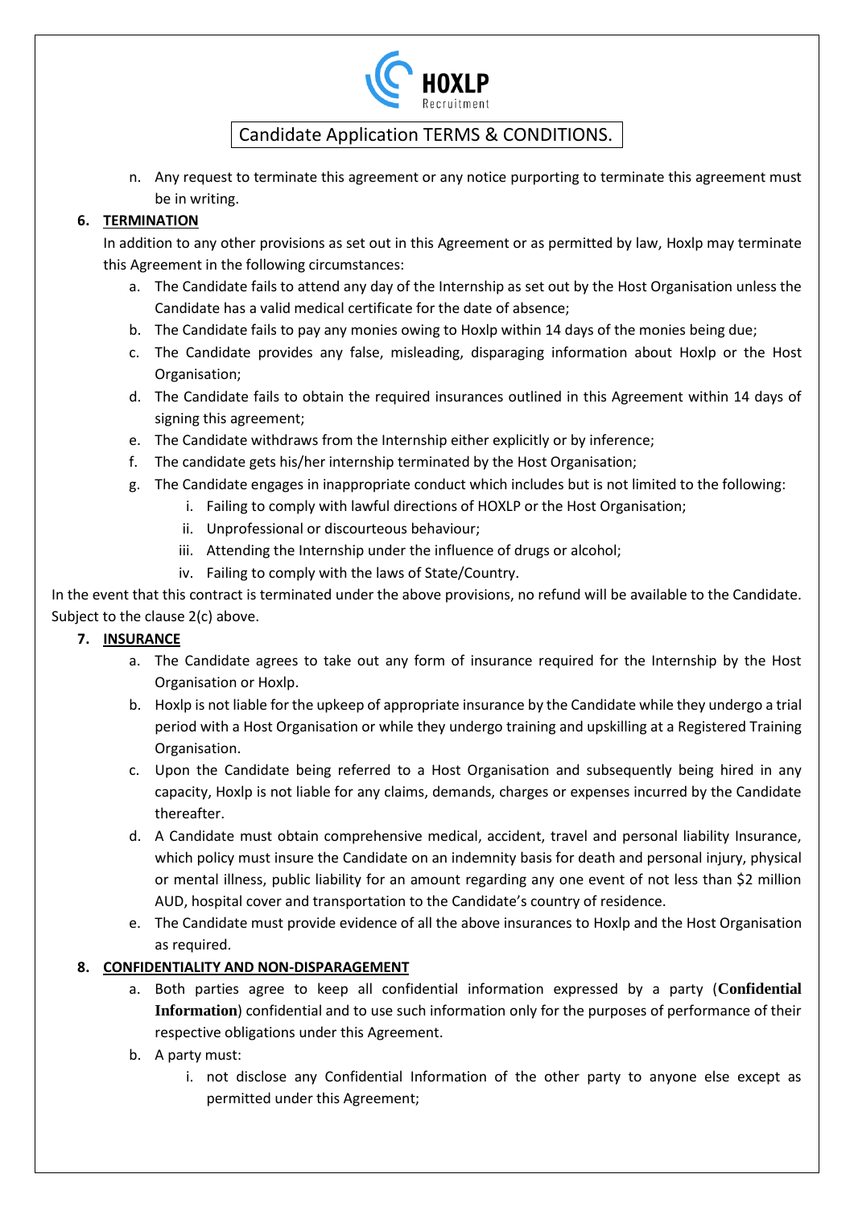n. Any request to terminate this agreement or any notice purporting to terminate this agreement must be in writing.

**6. <u>TERMINATION</u>**

In addition to any other provisions as set out in this Agreement or as permitted by law, Hoxlp may terminate this Agreement in the following circumstances:

a. The Candidate fails to attend any day of the Internship as set out by the Host Organisation unless the Candidate has a valid medical certificate for the date of absence;

b. The Candidate fails to pay any monies owing to Hoxlp within 14 days of the monies being due;

c. The Candidate provides any false, misleading, disparaging information about Hoxlp or the Host Organisation;

d. The Candidate fails to obtain the required insurances outlined in this Agreement within 14 days of signing this agreement;

e. The Candidate withdraws from the Internship either explicitly or by inference;

f. The candidate gets his/her internship terminated by the Host Organisation;

g. The Candidate engages in inappropriate conduct which includes but is not limited to the following:

   i. Failing to comply with lawful directions of HOXLP or the Host Organisation;

   ii. Unprofessional or discourteous behaviour;

   iii. Attending the Internship under the influence of drugs or alcohol;

   iv. Failing to comply with the laws of State/Country.

In the event that this contract is terminated under the above provisions, no refund will be available to the Candidate. Subject to the clause 2(c) above.

**7. <u>INSURANCE</u>**

a. The Candidate agrees to take out any form of insurance required for the Internship by the Host Organisation or Hoxlp.

b. Hoxlp is not liable for the upkeep of appropriate insurance by the Candidate while they undergo a trial period with a Host Organisation or while they undergo training and upskilling at a Registered Training Organisation.

c. Upon the Candidate being referred to a Host Organisation and subsequently being hired in any capacity, Hoxlp is not liable for any claims, demands, charges or expenses incurred by the Candidate thereafter.

d. A Candidate must obtain comprehensive medical, accident, travel and personal liability Insurance, which policy must insure the Candidate on an indemnity basis for death and personal injury, physical or mental illness, public liability for an amount regarding any one event of not less than $2 million AUD, hospital cover and transportation to the Candidate's country of residence.

e. The Candidate must provide evidence of all the above insurances to Hoxlp and the Host Organisation as required.

**8. <u>CONFIDENTIALITY AND NON-DISPARAGEMENT</u>**

a. Both parties agree to keep all confidential information expressed by a party (**Confidential Information**) confidential and to use such information only for the purposes of performance of their respective obligations under this Agreement.

b. A party must:

   i. not disclose any Confidential Information of the other party to anyone else except as permitted under this Agreement;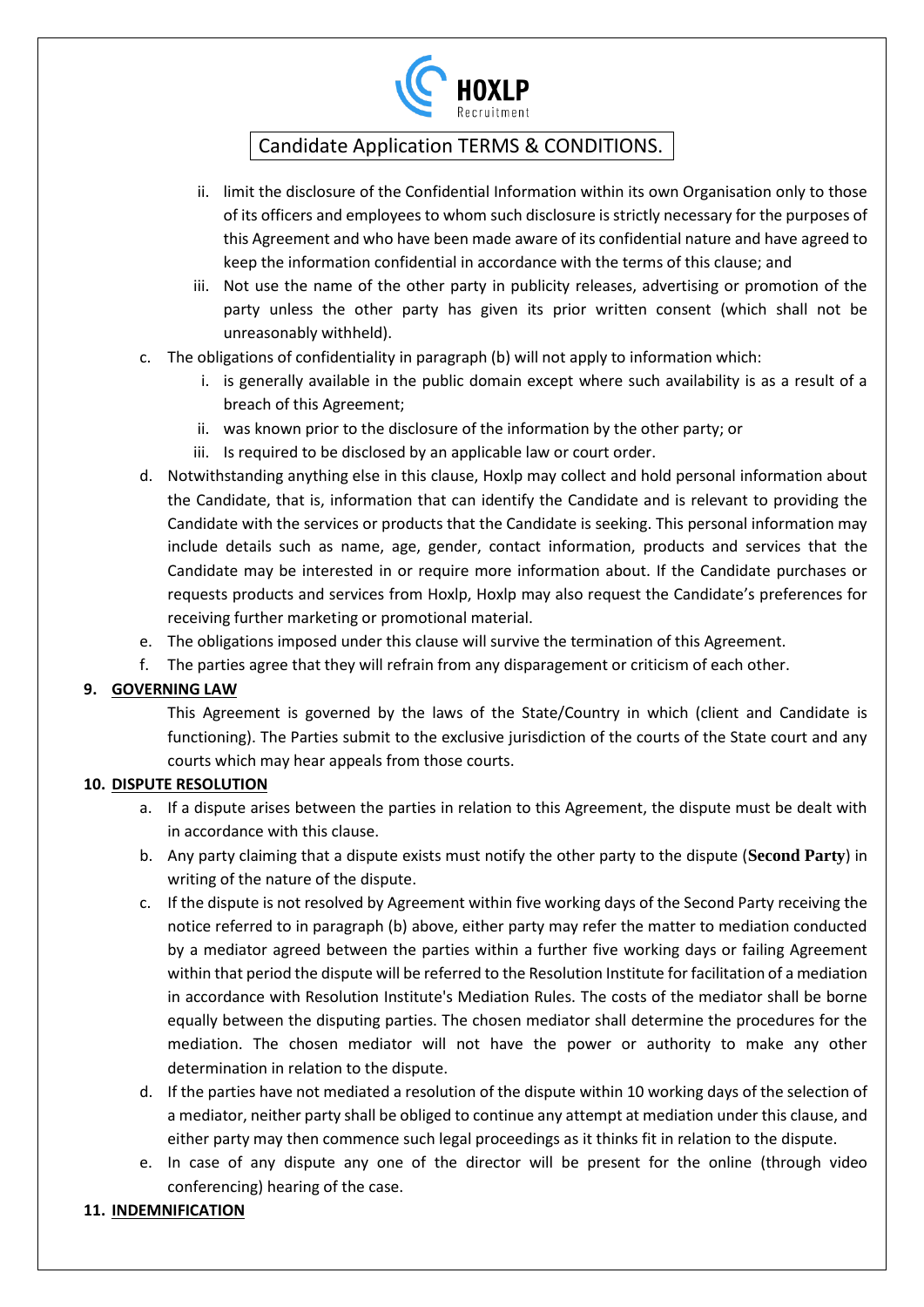ii. limit the disclosure of the Confidential Information within its own Organisation only to those of its officers and employees to whom such disclosure is strictly necessary for the purposes of this Agreement and who have been made aware of its confidential nature and have agreed to keep the information confidential in accordance with the terms of this clause; and

iii. Not use the name of the other party in publicity releases, advertising or promotion of the party unless the other party has given its prior written consent (which shall not be unreasonably withheld).

c. The obligations of confidentiality in paragraph (b) will not apply to information which:

   i. is generally available in the public domain except where such availability is as a result of a breach of this Agreement;

   ii. was known prior to the disclosure of the information by the other party; or

   iii. Is required to be disclosed by an applicable law or court order.

d. Notwithstanding anything else in this clause, Hoxlp may collect and hold personal information about the Candidate, that is, information that can identify the Candidate and is relevant to providing the Candidate with the services or products that the Candidate is seeking. This personal information may include details such as name, age, gender, contact information, products and services that the Candidate may be interested in or require more information about. If the Candidate purchases or requests products and services from Hoxlp, Hoxlp may also request the Candidate's preferences for receiving further marketing or promotional material.

e. The obligations imposed under this clause will survive the termination of this Agreement.

f. The parties agree that they will refrain from any disparagement or criticism of each other.

**9. <u>GOVERNING LAW</u>**

This Agreement is governed by the laws of the State/Country in which (client and Candidate is functioning). The Parties submit to the exclusive jurisdiction of the courts of the State court and any courts which may hear appeals from those courts.

**10. <u>DISPUTE RESOLUTION</u>**

a. If a dispute arises between the parties in relation to this Agreement, the dispute must be dealt with in accordance with this clause.

b. Any party claiming that a dispute exists must notify the other party to the dispute (**Second Party**) in writing of the nature of the dispute.

c. If the dispute is not resolved by Agreement within five working days of the Second Party receiving the notice referred to in paragraph (b) above, either party may refer the matter to mediation conducted by a mediator agreed between the parties within a further five working days or failing Agreement within that period the dispute will be referred to the Resolution Institute for facilitation of a mediation in accordance with Resolution Institute's Mediation Rules. The costs of the mediator shall be borne equally between the disputing parties. The chosen mediator shall determine the procedures for the mediation. The chosen mediator will not have the power or authority to make any other determination in relation to the dispute.

d. If the parties have not mediated a resolution of the dispute within 10 working days of the selection of a mediator, neither party shall be obliged to continue any attempt at mediation under this clause, and either party may then commence such legal proceedings as it thinks fit in relation to the dispute.

e. In case of any dispute any one of the director will be present for the online (through video conferencing) hearing of the case.

**11. <u>INDEMNIFICATION</u>**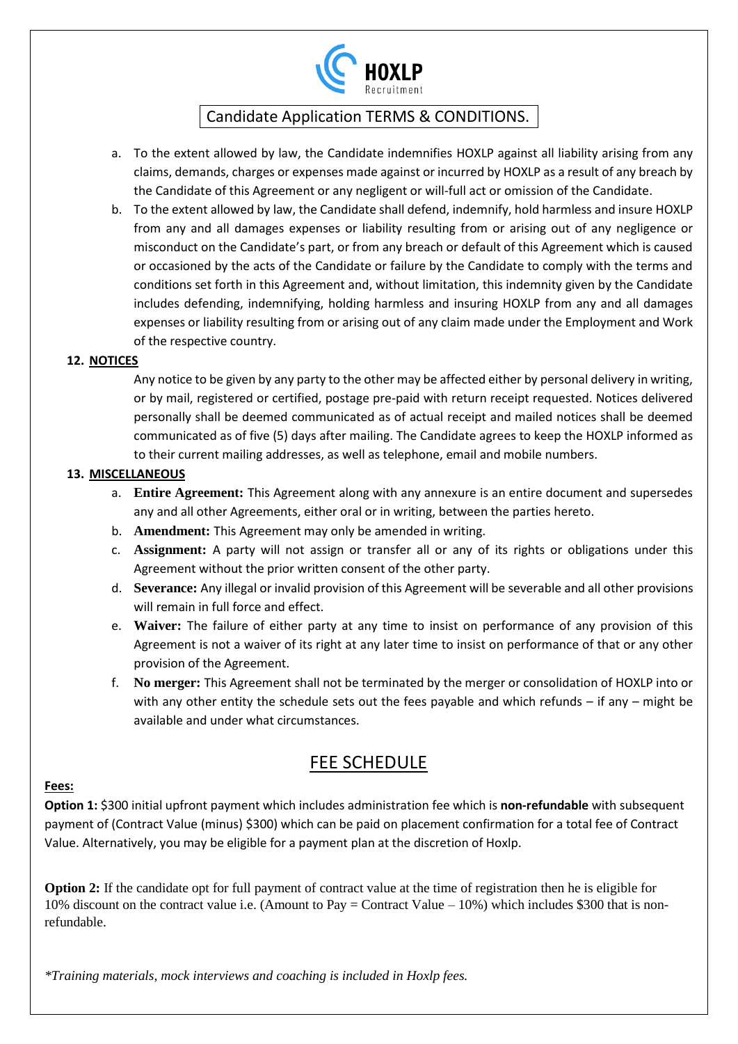# HOXLP Recruitment

## Candidate Application TERMS & CONDITIONS.

a. To the extent allowed by law, the Candidate indemnifies HOXLP against all liability arising from any claims, demands, charges or expenses made against or incurred by HOXLP as a result of any breach by the Candidate of this Agreement or any negligent or will-full act or omission of the Candidate.

b. To the extent allowed by law, the Candidate shall defend, indemnify, hold harmless and insure HOXLP from any and all damages expenses or liability resulting from or arising out of any negligence or misconduct on the Candidate's part, or from any breach or default of this Agreement which is caused or occasioned by the acts of the Candidate or failure by the Candidate to comply with the terms and conditions set forth in this Agreement and, without limitation, this indemnity given by the Candidate includes defending, indemnifying, holding harmless and insuring HOXLP from any and all damages expenses or liability resulting from or arising out of any claim made under the Employment and Work of the respective country.

**12. NOTICES**

Any notice to be given by any party to the other may be affected either by personal delivery in writing, or by mail, registered or certified, postage pre-paid with return receipt requested. Notices delivered personally shall be deemed communicated as of actual receipt and mailed notices shall be deemed communicated as of five (5) days after mailing. The Candidate agrees to keep the HOXLP informed as to their current mailing addresses, as well as telephone, email and mobile numbers.

**13. MISCELLANEOUS**

a. **Entire Agreement:** This Agreement along with any annexure is an entire document and supersedes any and all other Agreements, either oral or in writing, between the parties hereto.

b. **Amendment:** This Agreement may only be amended in writing.

c. **Assignment:** A party will not assign or transfer all or any of its rights or obligations under this Agreement without the prior written consent of the other party.

d. **Severance:** Any illegal or invalid provision of this Agreement will be severable and all other provisions will remain in full force and effect.

e. **Waiver:** The failure of either party at any time to insist on performance of any provision of this Agreement is not a waiver of its right at any later time to insist on performance of that or any other provision of the Agreement.

f. **No merger:** This Agreement shall not be terminated by the merger or consolidation of HOXLP into or with any other entity the schedule sets out the fees payable and which refunds – if any – might be available and under what circumstances.

## FEE SCHEDULE

**Fees:**

**Option 1:** $300 initial upfront payment which includes administration fee which is **non-refundable** with subsequent payment of (Contract Value (minus) $300) which can be paid on placement confirmation for a total fee of Contract Value. Alternatively, you may be eligible for a payment plan at the discretion of Hoxlp.

**Option 2:** If the candidate opt for full payment of contract value at the time of registration then he is eligible for 10% discount on the contract value i.e. (Amount to Pay = Contract Value – 10%) which includes $300 that is non-refundable.

*\*Training materials, mock interviews and coaching is included in Hoxlp fees.*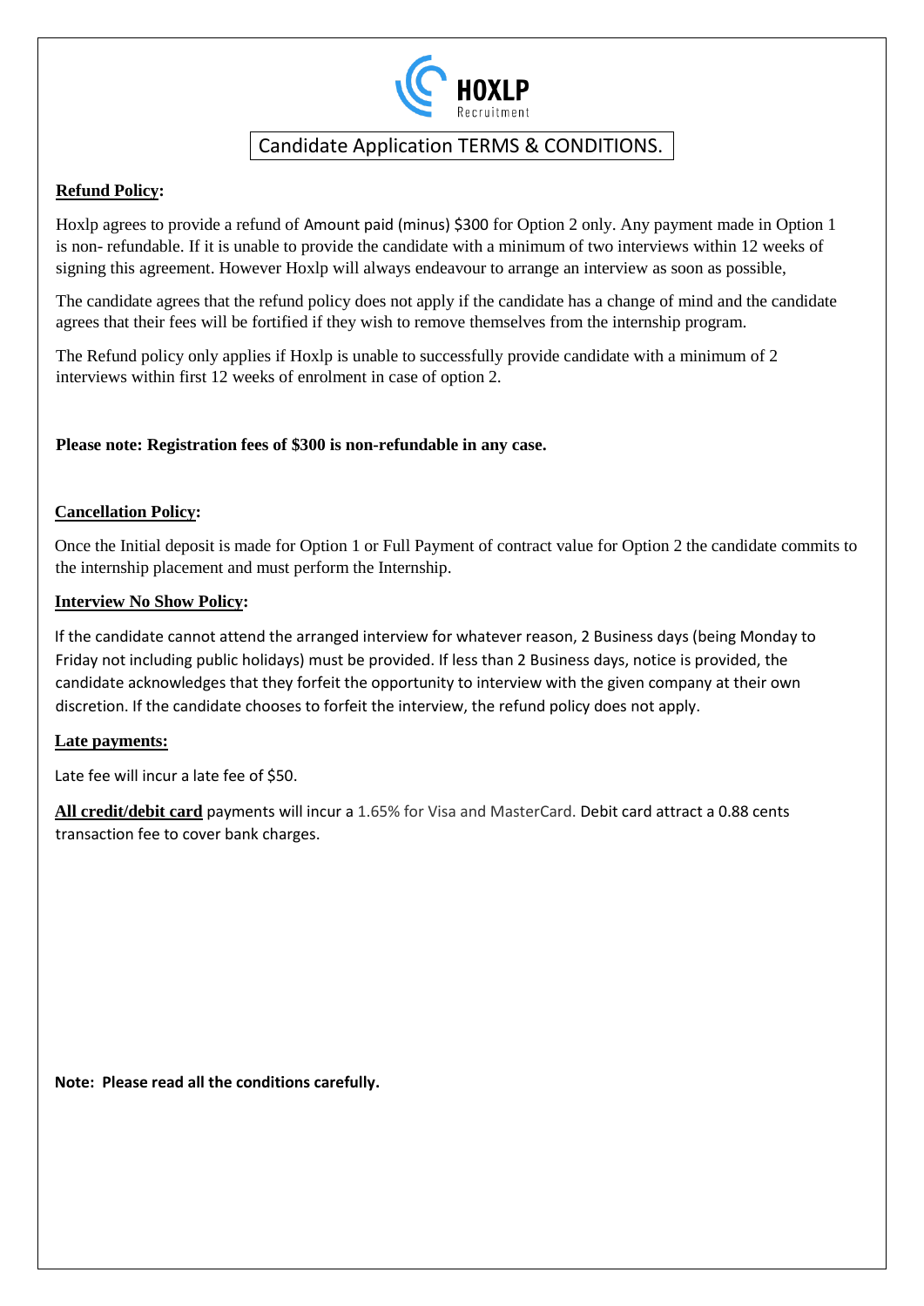HOXLP
Recruitment

# Candidate Application TERMS & CONDITIONS.

**Refund Policy:**

Hoxlp agrees to provide a refund of Amount paid (minus) $300 for Option 2 only. Any payment made in Option 1 is non- refundable. If it is unable to provide the candidate with a minimum of two interviews within 12 weeks of signing this agreement. However Hoxlp will always endeavour to arrange an interview as soon as possible,

The candidate agrees that the refund policy does not apply if the candidate has a change of mind and the candidate agrees that their fees will be fortified if they wish to remove themselves from the internship program.

The Refund policy only applies if Hoxlp is unable to successfully provide candidate with a minimum of 2 interviews within first 12 weeks of enrolment in case of option 2.

**Please note: Registration fees of $300 is non-refundable in any case.**

**Cancellation Policy:**

Once the Initial deposit is made for Option 1 or Full Payment of contract value for Option 2 the candidate commits to the internship placement and must perform the Internship.

**Interview No Show Policy:**

If the candidate cannot attend the arranged interview for whatever reason, 2 Business days (being Monday to Friday not including public holidays) must be provided. If less than 2 Business days, notice is provided, the candidate acknowledges that they forfeit the opportunity to interview with the given company at their own discretion. If the candidate chooses to forfeit the interview, the refund policy does not apply.

**Late payments:**

Late fee will incur a late fee of $50.

**All credit/debit card** payments will incur a 1.65% for Visa and MasterCard. Debit card attract a 0.88 cents transaction fee to cover bank charges.

**Note: Please read all the conditions carefully.**